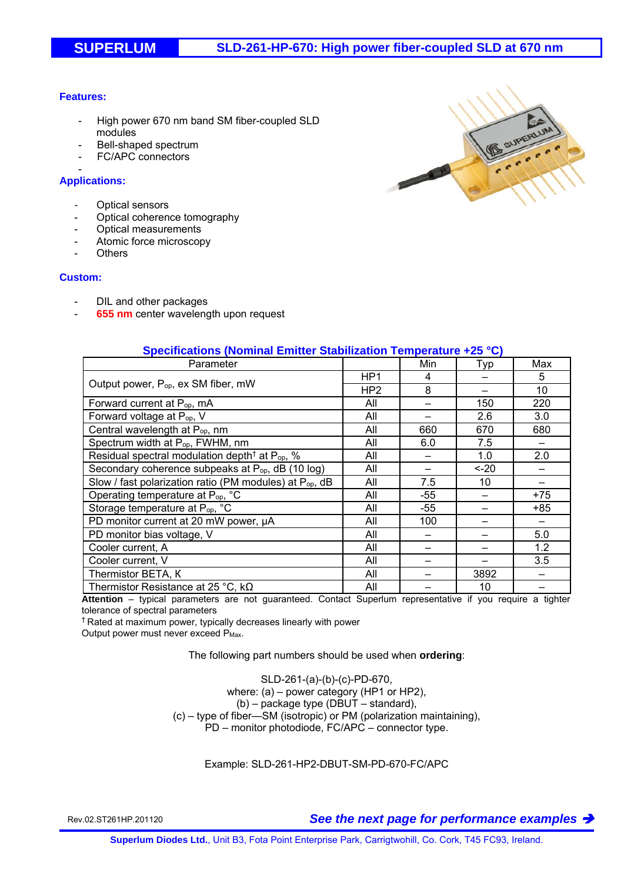# SUPERLUM — SLD-261-HP-670: High power fiber-coupled SLD at 670 nm

**Features:**

- High power 670 nm band SM fiber-coupled SLD modules
- Bell-shaped spectrum
- FC/APC connectors
- 

**Applications:**

- Optical sensors
- Optical coherence tomography
- Optical measurements
- Atomic force microscopy
- Others

**Custom:**

- DIL and other packages
- **655 nm** center wavelength upon request

## Specifications (Nominal Emitter Stabilization Temperature +25 °C)

| Parameter | | Min | Typ | Max |
|---|---|---|---|---|
| Output power, $P_{op}$, ex SM fiber, mW | HP1 | 4 | – | 5 |
| | HP2 | 8 | – | 10 |
| Forward current at $P_{op}$, mA | All | – | 150 | 220 |
| Forward voltage at $P_{op}$, V | All | – | 2.6 | 3.0 |
| Central wavelength at $P_{op}$, nm | All | 660 | 670 | 680 |
| Spectrum width at $P_{op}$, FWHM, nm | All | 6.0 | 7.5 | – |
| Residual spectral modulation depth† at $P_{op}$, % | All | – | 1.0 | 2.0 |
| Secondary coherence subpeaks at $P_{op}$, dB (10 log) | All | – | <-20 | – |
| Slow / fast polarization ratio (PM modules) at $P_{op}$, dB | All | 7.5 | 10 | – |
| Operating temperature at $P_{op}$, °C | All | -55 | – | +75 |
| Storage temperature at $P_{op}$, °C | All | -55 | – | +85 |
| PD monitor current at 20 mW power, μA | All | 100 | – | – |
| PD monitor bias voltage, V | All | – | – | 5.0 |
| Cooler current, A | All | – | – | 1.2 |
| Cooler current, V | All | – | – | 3.5 |
| Thermistor BETA, K | All | – | 3892 | – |
| Thermistor Resistance at 25 °C, kΩ | All | – | 10 | – |

**Attention** – typical parameters are not guaranteed. Contact Superlum representative if you require a tighter tolerance of spectral parameters

† Rated at maximum power, typically decreases linearly with power

Output power must never exceed $P_{Max}$.

The following part numbers should be used when **ordering**:

SLD-261-(a)-(b)-(c)-PD-670,
where: (a) – power category (HP1 or HP2),
(b) – package type (DBUT – standard),
(c) – type of fiber—SM (isotropic) or PM (polarization maintaining),
PD – monitor photodiode, FC/APC – connector type.

Example: SLD-261-HP2-DBUT-SM-PD-670-FC/APC

Rev.02.ST261HP.201120

*See the next page for performance examples* ➔

**Superlum Diodes Ltd.**, Unit B3, Fota Point Enterprise Park, Carrigtwohill, Co. Cork, T45 FC93, Ireland.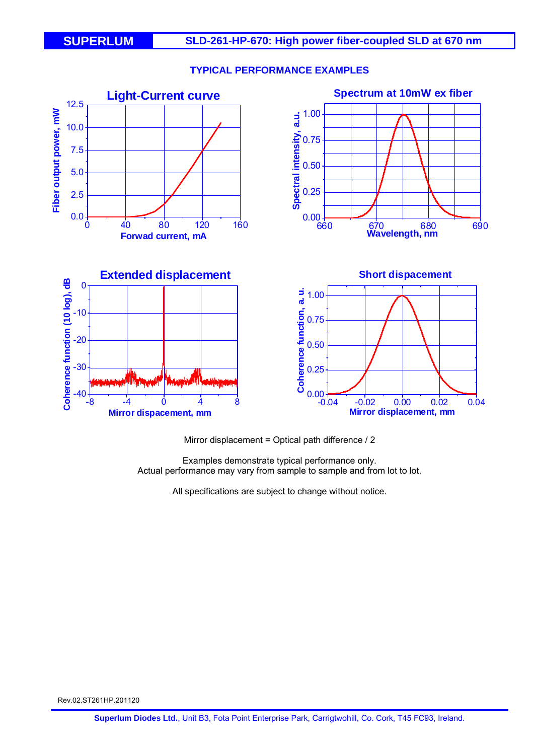## TYPICAL PERFORMANCE EXAMPLES

Light-Current curve

Fiber output power, mW

12.5
10.0
7.5
5.0
2.5
0.0

0
40
80
120
160

Forwad current, mA

Spectrum at 10mW ex fiber

Spectral intensity, a.u.

1.00
0.75
0.50
0.25
0.00

660
670
680
690

Wavelength, nm

Extended displacement

Coherence function (10 log), dB

0
-10
-20
-30
-40

-8
-4
0
4
8

Mirror dispacement, mm

Short dispacement

Coherence function, a. u.

1.00
0.75
0.50
0.25
0.00

-0.04
-0.02
0.00
0.02
0.04

Mirror displacement, mm

Mirror displacement = Optical path difference / 2

Examples demonstrate typical performance only.
Actual performance may vary from sample to sample and from lot to lot.

All specifications are subject to change without notice.

Rev.02.ST261HP.201120

**Superlum Diodes Ltd.**, Unit B3, Fota Point Enterprise Park, Carrigtwohill, Co. Cork, T45 FC93, Ireland.